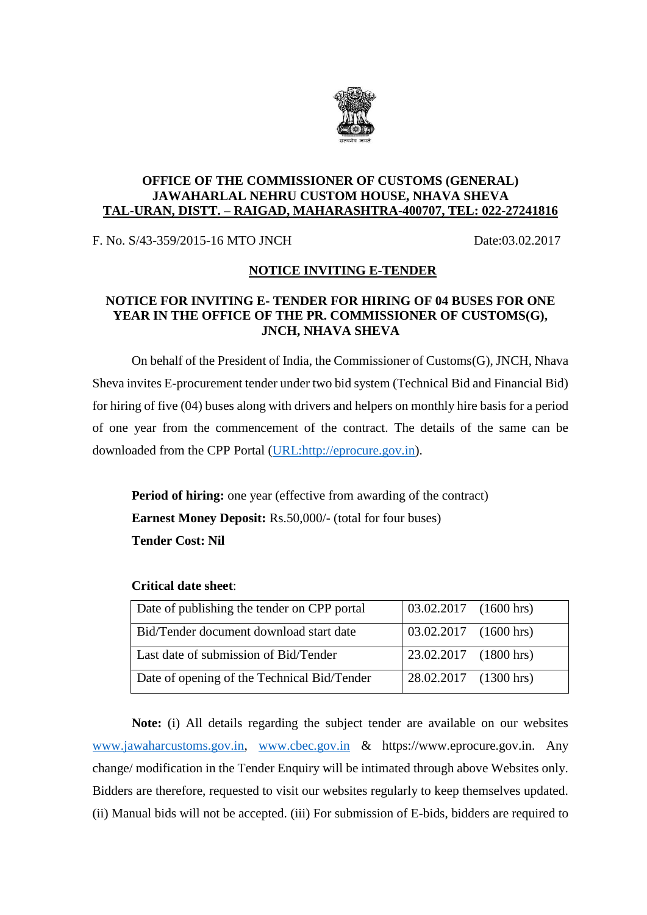**OFFICE OF THE COMMISSIONER OF CUSTOMS (GENERAL)**
**JAWAHARLAL NEHRU CUSTOM HOUSE, NHAVA SHEVA**
**TAL-URAN, DISTT. – RAIGAD, MAHARASHTRA-400707, TEL: 022-27241816**

F. No. S/43-359/2015-16 MTO JNCH Date:03.02.2017

## NOTICE INVITING E-TENDER

### NOTICE FOR INVITING E- TENDER FOR HIRING OF 04 BUSES FOR ONE YEAR IN THE OFFICE OF THE PR. COMMISSIONER OF CUSTOMS(G), JNCH, NHAVA SHEVA

On behalf of the President of India, the Commissioner of Customs(G), JNCH, Nhava Sheva invites E-procurement tender under two bid system (Technical Bid and Financial Bid) for hiring of five (04) buses along with drivers and helpers on monthly hire basis for a period of one year from the commencement of the contract. The details of the same can be downloaded from the CPP Portal (URL:http://eprocure.gov.in).

**Period of hiring:** one year (effective from awarding of the contract)
**Earnest Money Deposit:** Rs.50,000/- (total for four buses)
**Tender Cost: Nil**

**Critical date sheet**:

| | |
|---|---|
| Date of publishing the tender on CPP portal | 03.02.2017 (1600 hrs) |
| Bid/Tender document download start date | 03.02.2017 (1600 hrs) |
| Last date of submission of Bid/Tender | 23.02.2017 (1800 hrs) |
| Date of opening of the Technical Bid/Tender | 28.02.2017 (1300 hrs) |

**Note:** (i) All details regarding the subject tender are available on our websites www.jawaharcustoms.gov.in, www.cbec.gov.in & https://www.eprocure.gov.in. Any change/ modification in the Tender Enquiry will be intimated through above Websites only. Bidders are therefore, requested to visit our websites regularly to keep themselves updated. (ii) Manual bids will not be accepted. (iii) For submission of E-bids, bidders are required to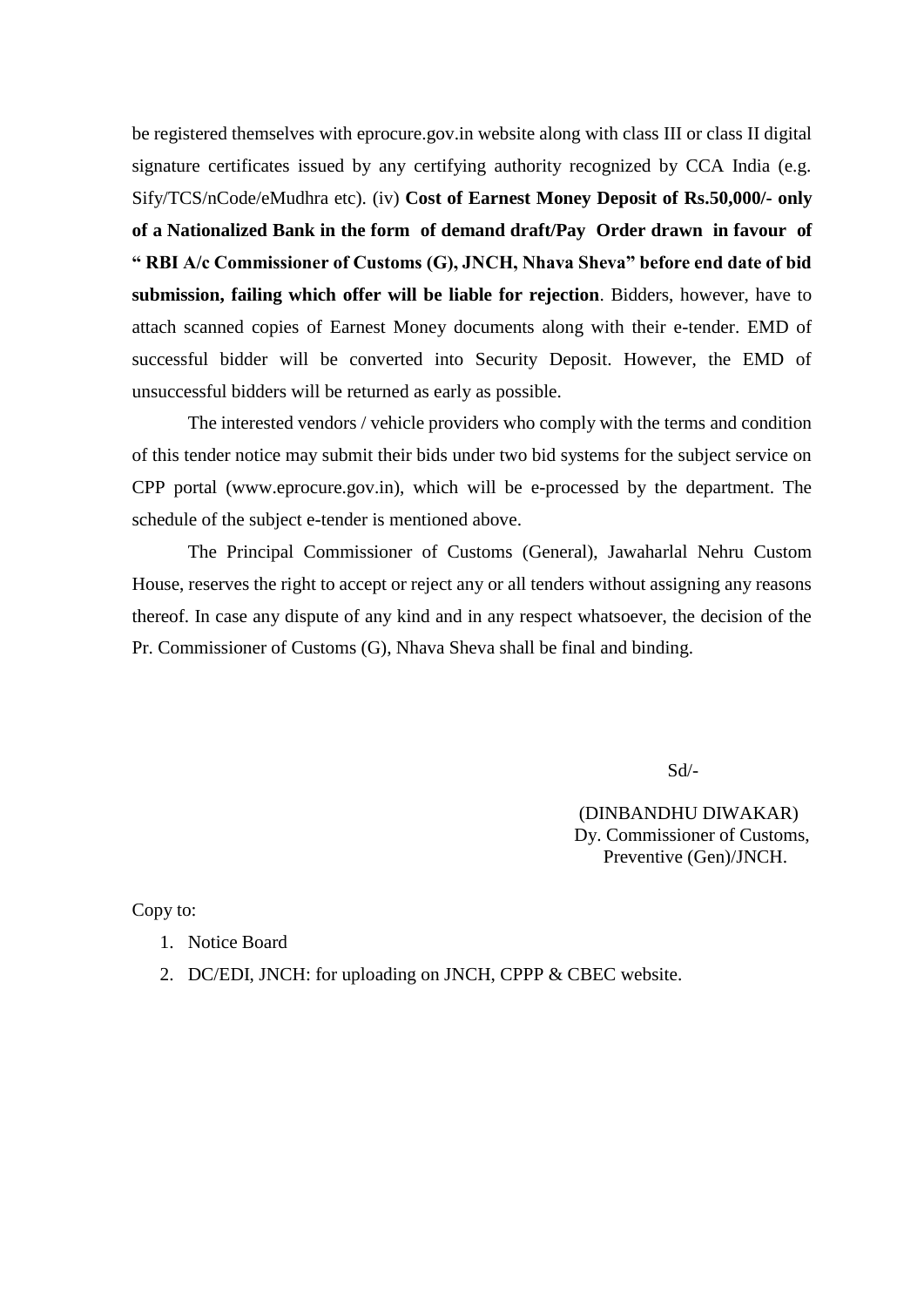be registered themselves with eprocure.gov.in website along with class III or class II digital signature certificates issued by any certifying authority recognized by CCA India (e.g. Sify/TCS/nCode/eMudhra etc). (iv) **Cost of Earnest Money Deposit of Rs.50,000/- only of a Nationalized Bank in the form of demand draft/Pay Order drawn in favour of " RBI A/c Commissioner of Customs (G), JNCH, Nhava Sheva" before end date of bid submission, failing which offer will be liable for rejection**. Bidders, however, have to attach scanned copies of Earnest Money documents along with their e-tender. EMD of successful bidder will be converted into Security Deposit. However, the EMD of unsuccessful bidders will be returned as early as possible.

The interested vendors / vehicle providers who comply with the terms and condition of this tender notice may submit their bids under two bid systems for the subject service on CPP portal (www.eprocure.gov.in), which will be e-processed by the department. The schedule of the subject e-tender is mentioned above.

The Principal Commissioner of Customs (General), Jawaharlal Nehru Custom House, reserves the right to accept or reject any or all tenders without assigning any reasons thereof. In case any dispute of any kind and in any respect whatsoever, the decision of the Pr. Commissioner of Customs (G), Nhava Sheva shall be final and binding.

Sd/-

(DINBANDHU DIWAKAR)
Dy. Commissioner of Customs,
Preventive (Gen)/JNCH.

Copy to:

1. Notice Board
2. DC/EDI, JNCH: for uploading on JNCH, CPPP & CBEC website.